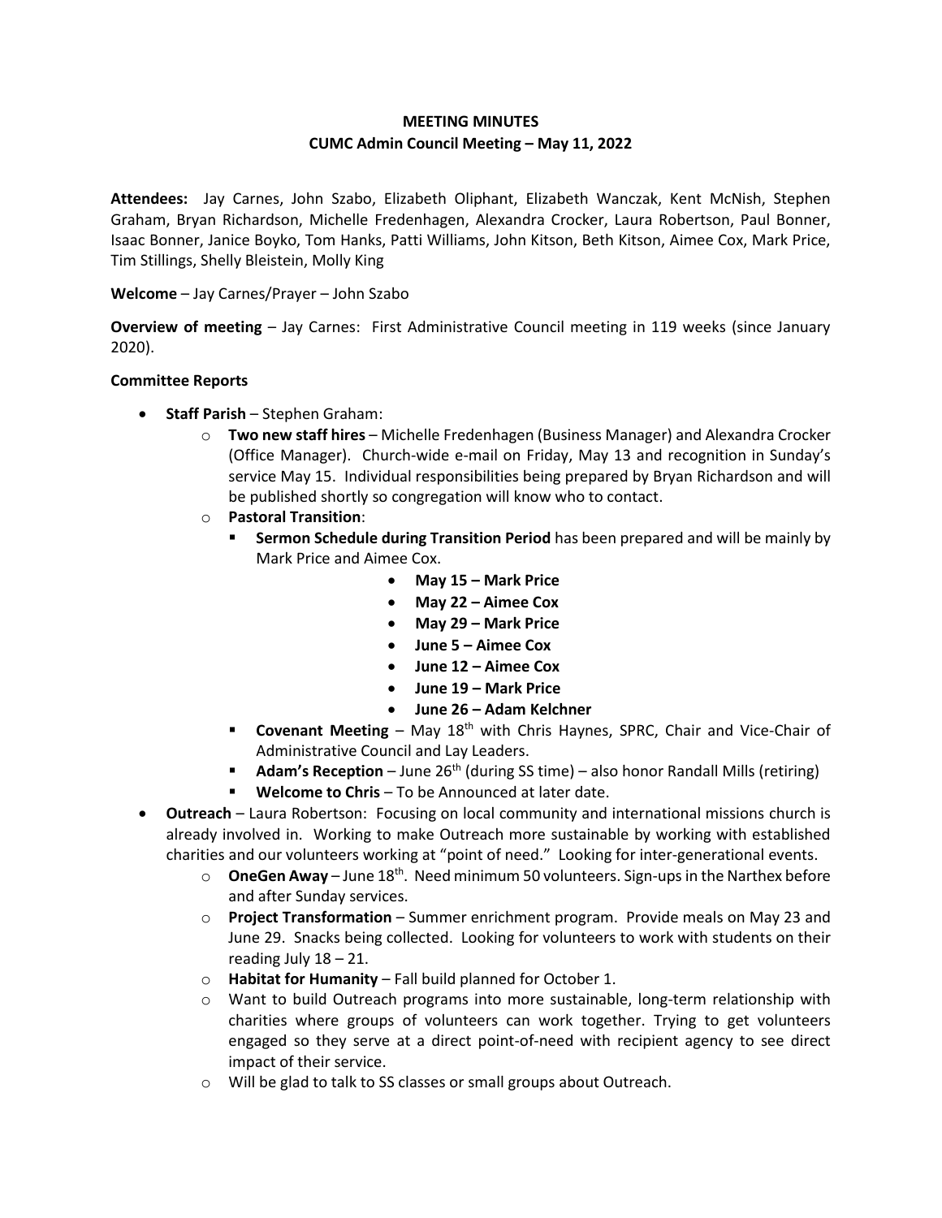**MEETING MINUTES**
**CUMC Admin Council Meeting – May 11, 2022**

**Attendees:** Jay Carnes, John Szabo, Elizabeth Oliphant, Elizabeth Wanczak, Kent McNish, Stephen Graham, Bryan Richardson, Michelle Fredenhagen, Alexandra Crocker, Laura Robertson, Paul Bonner, Isaac Bonner, Janice Boyko, Tom Hanks, Patti Williams, John Kitson, Beth Kitson, Aimee Cox, Mark Price, Tim Stillings, Shelly Bleistein, Molly King

**Welcome** – Jay Carnes/Prayer – John Szabo

**Overview of meeting** – Jay Carnes: First Administrative Council meeting in 119 weeks (since January 2020).

**Committee Reports**

- **Staff Parish** – Stephen Graham:
  - **Two new staff hires** – Michelle Fredenhagen (Business Manager) and Alexandra Crocker (Office Manager). Church-wide e-mail on Friday, May 13 and recognition in Sunday's service May 15. Individual responsibilities being prepared by Bryan Richardson and will be published shortly so congregation will know who to contact.
  - **Pastoral Transition**:
    - **Sermon Schedule during Transition Period** has been prepared and will be mainly by Mark Price and Aimee Cox.
      - **May 15 – Mark Price**
      - **May 22 – Aimee Cox**
      - **May 29 – Mark Price**
      - **June 5 – Aimee Cox**
      - **June 12 – Aimee Cox**
      - **June 19 – Mark Price**
      - **June 26 – Adam Kelchner**
    - **Covenant Meeting** – May 18th with Chris Haynes, SPRC, Chair and Vice-Chair of Administrative Council and Lay Leaders.
    - **Adam's Reception** – June 26th (during SS time) – also honor Randall Mills (retiring)
    - **Welcome to Chris** – To be Announced at later date.
- **Outreach** – Laura Robertson: Focusing on local community and international missions church is already involved in. Working to make Outreach more sustainable by working with established charities and our volunteers working at "point of need." Looking for inter-generational events.
  - **OneGen Away** – June 18th. Need minimum 50 volunteers. Sign-ups in the Narthex before and after Sunday services.
  - **Project Transformation** – Summer enrichment program. Provide meals on May 23 and June 29. Snacks being collected. Looking for volunteers to work with students on their reading July 18 – 21.
  - **Habitat for Humanity** – Fall build planned for October 1.
  - Want to build Outreach programs into more sustainable, long-term relationship with charities where groups of volunteers can work together. Trying to get volunteers engaged so they serve at a direct point-of-need with recipient agency to see direct impact of their service.
  - Will be glad to talk to SS classes or small groups about Outreach.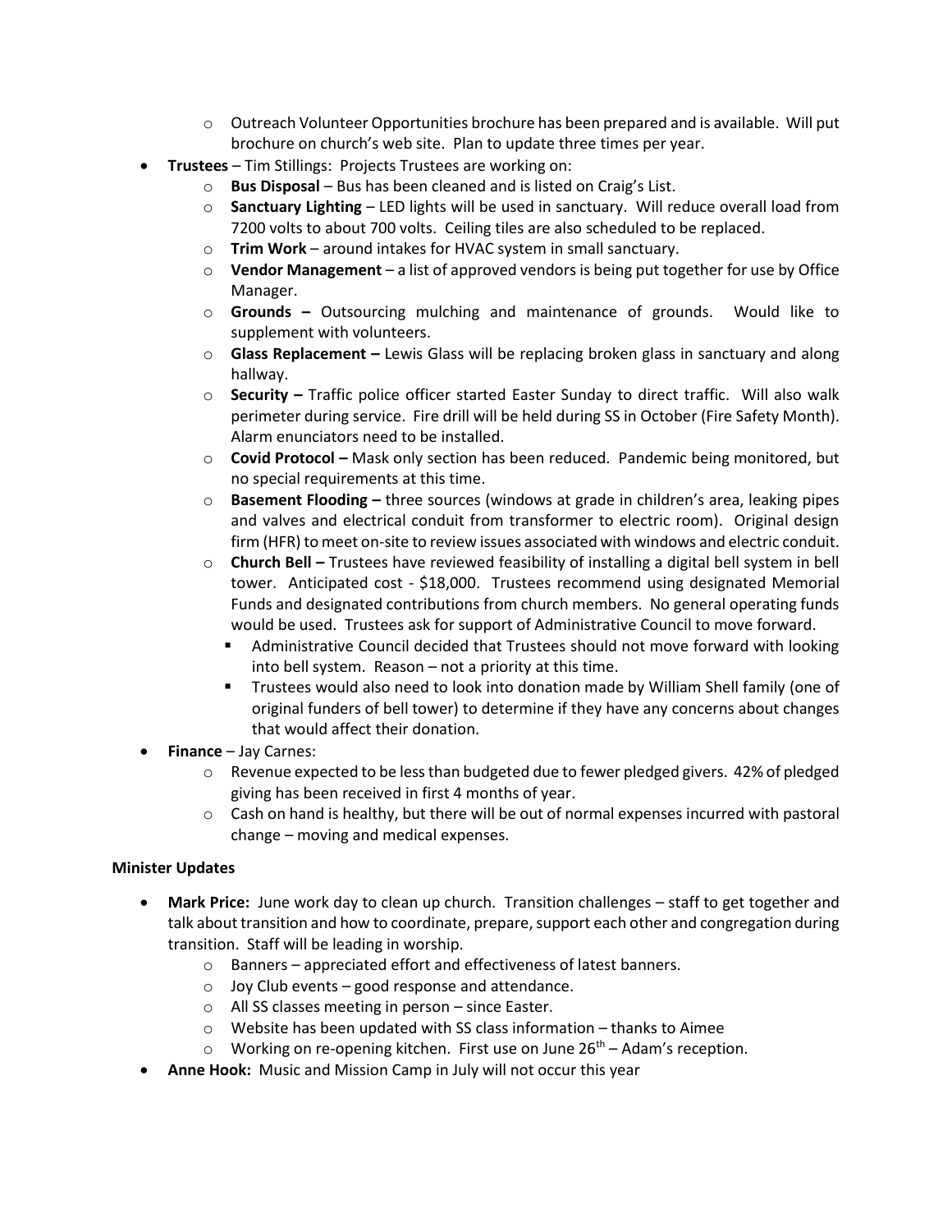- Outreach Volunteer Opportunities brochure has been prepared and is available. Will put brochure on church's web site. Plan to update three times per year.
- **Trustees** – Tim Stillings: Projects Trustees are working on:
  - **Bus Disposal** – Bus has been cleaned and is listed on Craig's List.
  - **Sanctuary Lighting** – LED lights will be used in sanctuary. Will reduce overall load from 7200 volts to about 700 volts. Ceiling tiles are also scheduled to be replaced.
  - **Trim Work** – around intakes for HVAC system in small sanctuary.
  - **Vendor Management** – a list of approved vendors is being put together for use by Office Manager.
  - **Grounds –** Outsourcing mulching and maintenance of grounds. Would like to supplement with volunteers.
  - **Glass Replacement –** Lewis Glass will be replacing broken glass in sanctuary and along hallway.
  - **Security –** Traffic police officer started Easter Sunday to direct traffic. Will also walk perimeter during service. Fire drill will be held during SS in October (Fire Safety Month). Alarm enunciators need to be installed.
  - **Covid Protocol –** Mask only section has been reduced. Pandemic being monitored, but no special requirements at this time.
  - **Basement Flooding –** three sources (windows at grade in children's area, leaking pipes and valves and electrical conduit from transformer to electric room). Original design firm (HFR) to meet on-site to review issues associated with windows and electric conduit.
  - **Church Bell –** Trustees have reviewed feasibility of installing a digital bell system in bell tower. Anticipated cost - $18,000. Trustees recommend using designated Memorial Funds and designated contributions from church members. No general operating funds would be used. Trustees ask for support of Administrative Council to move forward.
    - Administrative Council decided that Trustees should not move forward with looking into bell system. Reason – not a priority at this time.
    - Trustees would also need to look into donation made by William Shell family (one of original funders of bell tower) to determine if they have any concerns about changes that would affect their donation.
- **Finance** – Jay Carnes:
  - Revenue expected to be less than budgeted due to fewer pledged givers. 42% of pledged giving has been received in first 4 months of year.
  - Cash on hand is healthy, but there will be out of normal expenses incurred with pastoral change – moving and medical expenses.

**Minister Updates**

- **Mark Price:** June work day to clean up church. Transition challenges – staff to get together and talk about transition and how to coordinate, prepare, support each other and congregation during transition. Staff will be leading in worship.
  - Banners – appreciated effort and effectiveness of latest banners.
  - Joy Club events – good response and attendance.
  - All SS classes meeting in person – since Easter.
  - Website has been updated with SS class information – thanks to Aimee
  - Working on re-opening kitchen. First use on June 26th – Adam's reception.
- **Anne Hook:** Music and Mission Camp in July will not occur this year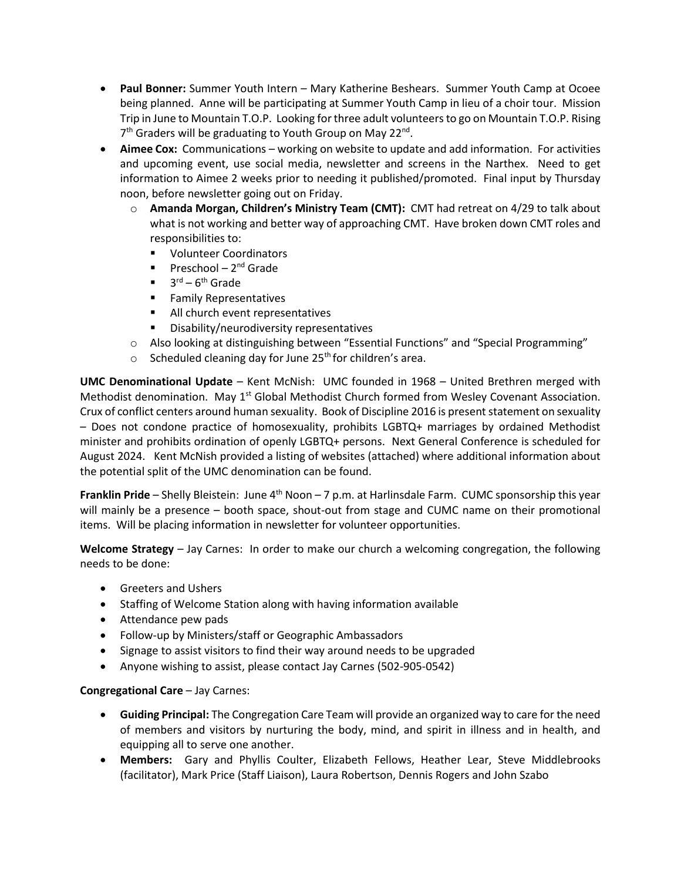- **Paul Bonner:** Summer Youth Intern – Mary Katherine Beshears. Summer Youth Camp at Ocoee being planned. Anne will be participating at Summer Youth Camp in lieu of a choir tour. Mission Trip in June to Mountain T.O.P. Looking for three adult volunteers to go on Mountain T.O.P. Rising 7th Graders will be graduating to Youth Group on May 22nd.
- **Aimee Cox:** Communications – working on website to update and add information. For activities and upcoming event, use social media, newsletter and screens in the Narthex. Need to get information to Aimee 2 weeks prior to needing it published/promoted. Final input by Thursday noon, before newsletter going out on Friday.
  - **Amanda Morgan, Children's Ministry Team (CMT):** CMT had retreat on 4/29 to talk about what is not working and better way of approaching CMT. Have broken down CMT roles and responsibilities to:
    - Volunteer Coordinators
    - Preschool – 2nd Grade
    - 3rd – 6th Grade
    - Family Representatives
    - All church event representatives
    - Disability/neurodiversity representatives
  - Also looking at distinguishing between "Essential Functions" and "Special Programming"
  - Scheduled cleaning day for June 25th for children's area.

**UMC Denominational Update** – Kent McNish: UMC founded in 1968 – United Brethren merged with Methodist denomination. May 1st Global Methodist Church formed from Wesley Covenant Association. Crux of conflict centers around human sexuality. Book of Discipline 2016 is present statement on sexuality – Does not condone practice of homosexuality, prohibits LGBTQ+ marriages by ordained Methodist minister and prohibits ordination of openly LGBTQ+ persons. Next General Conference is scheduled for August 2024. Kent McNish provided a listing of websites (attached) where additional information about the potential split of the UMC denomination can be found.

**Franklin Pride** – Shelly Bleistein: June 4th Noon – 7 p.m. at Harlinsdale Farm. CUMC sponsorship this year will mainly be a presence – booth space, shout-out from stage and CUMC name on their promotional items. Will be placing information in newsletter for volunteer opportunities.

**Welcome Strategy** – Jay Carnes: In order to make our church a welcoming congregation, the following needs to be done:

- Greeters and Ushers
- Staffing of Welcome Station along with having information available
- Attendance pew pads
- Follow-up by Ministers/staff or Geographic Ambassadors
- Signage to assist visitors to find their way around needs to be upgraded
- Anyone wishing to assist, please contact Jay Carnes (502-905-0542)

**Congregational Care** – Jay Carnes:

- **Guiding Principal:** The Congregation Care Team will provide an organized way to care for the need of members and visitors by nurturing the body, mind, and spirit in illness and in health, and equipping all to serve one another.
- **Members:** Gary and Phyllis Coulter, Elizabeth Fellows, Heather Lear, Steve Middlebrooks (facilitator), Mark Price (Staff Liaison), Laura Robertson, Dennis Rogers and John Szabo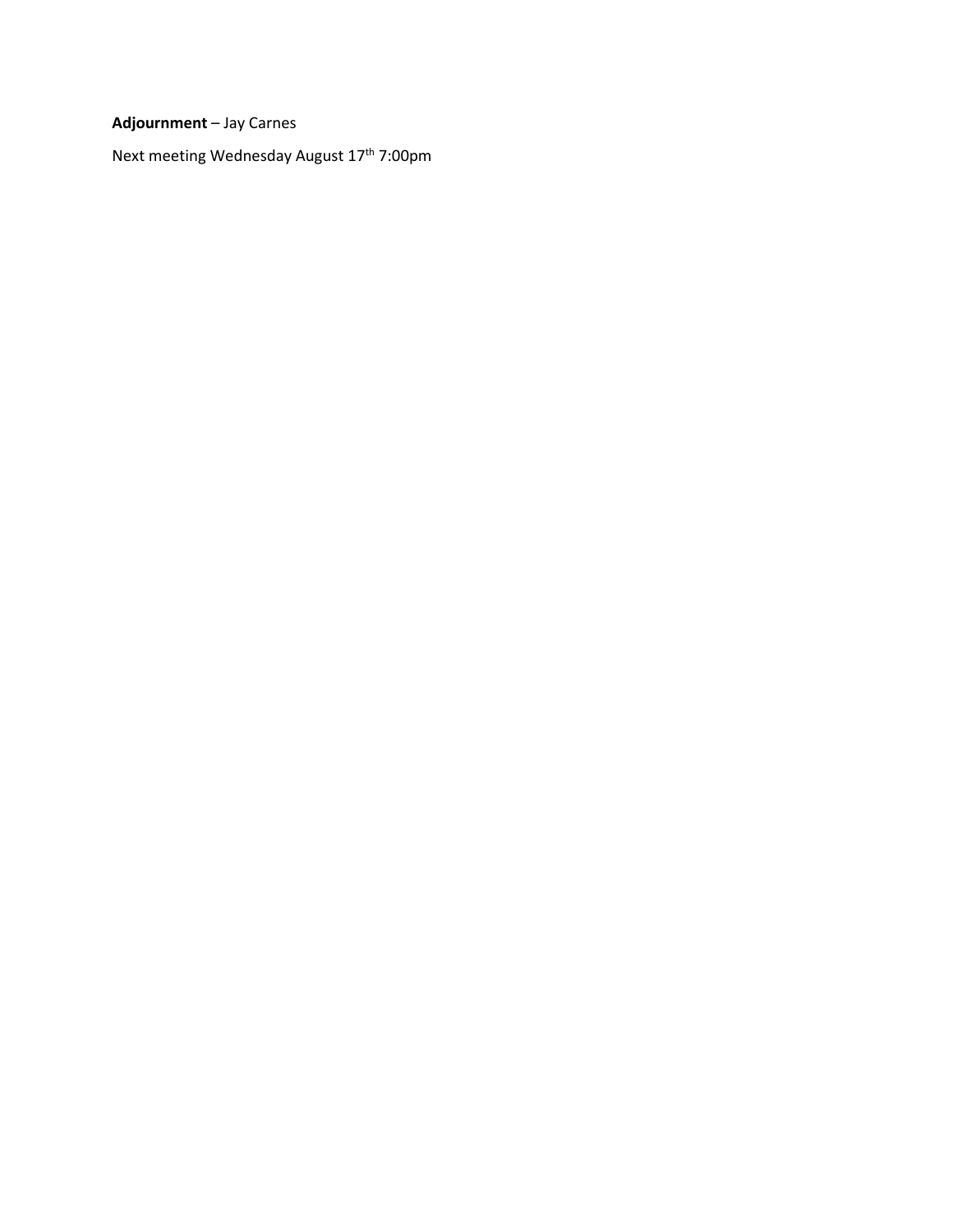**Adjournment** – Jay Carnes

Next meeting Wednesday August 17th 7:00pm